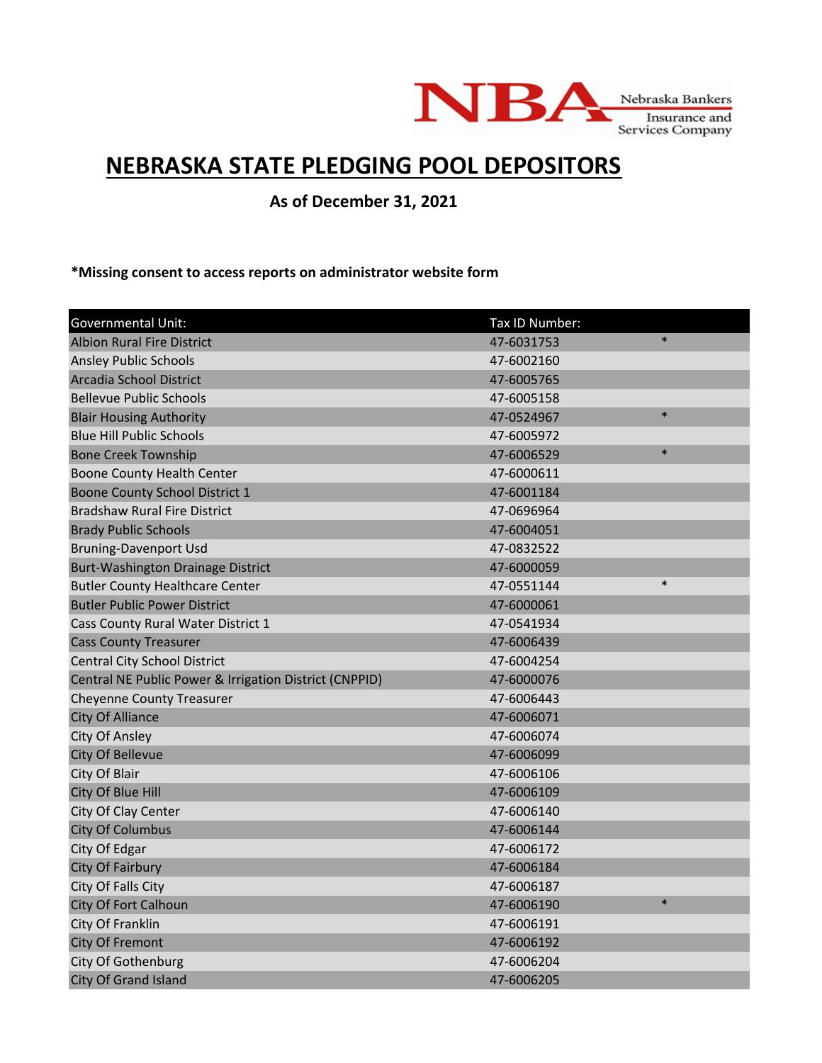NBA Nebraska Bankers Insurance and Services Company

# NEBRASKA STATE PLEDGING POOL DEPOSITORS

**As of December 31, 2021**

**\*Missing consent to access reports on administrator website form**

| Governmental Unit: | Tax ID Number: | |
|---|---|---|
| Albion Rural Fire District | 47-6031753 | * |
| Ansley Public Schools | 47-6002160 | |
| Arcadia School District | 47-6005765 | |
| Bellevue Public Schools | 47-6005158 | |
| Blair Housing Authority | 47-0524967 | * |
| Blue Hill Public Schools | 47-6005972 | |
| Bone Creek Township | 47-6006529 | * |
| Boone County Health Center | 47-6000611 | |
| Boone County School District 1 | 47-6001184 | |
| Bradshaw Rural Fire District | 47-0696964 | |
| Brady Public Schools | 47-6004051 | |
| Bruning-Davenport Usd | 47-0832522 | |
| Burt-Washington Drainage District | 47-6000059 | |
| Butler County Healthcare Center | 47-0551144 | * |
| Butler Public Power District | 47-6000061 | |
| Cass County Rural Water District 1 | 47-0541934 | |
| Cass County Treasurer | 47-6006439 | |
| Central City School District | 47-6004254 | |
| Central NE Public Power & Irrigation District (CNPPID) | 47-6000076 | |
| Cheyenne County Treasurer | 47-6006443 | |
| City Of Alliance | 47-6006071 | |
| City Of Ansley | 47-6006074 | |
| City Of Bellevue | 47-6006099 | |
| City Of Blair | 47-6006106 | |
| City Of Blue Hill | 47-6006109 | |
| City Of Clay Center | 47-6006140 | |
| City Of Columbus | 47-6006144 | |
| City Of Edgar | 47-6006172 | |
| City Of Fairbury | 47-6006184 | |
| City Of Falls City | 47-6006187 | |
| City Of Fort Calhoun | 47-6006190 | * |
| City Of Franklin | 47-6006191 | |
| City Of Fremont | 47-6006192 | |
| City Of Gothenburg | 47-6006204 | |
| City Of Grand Island | 47-6006205 | |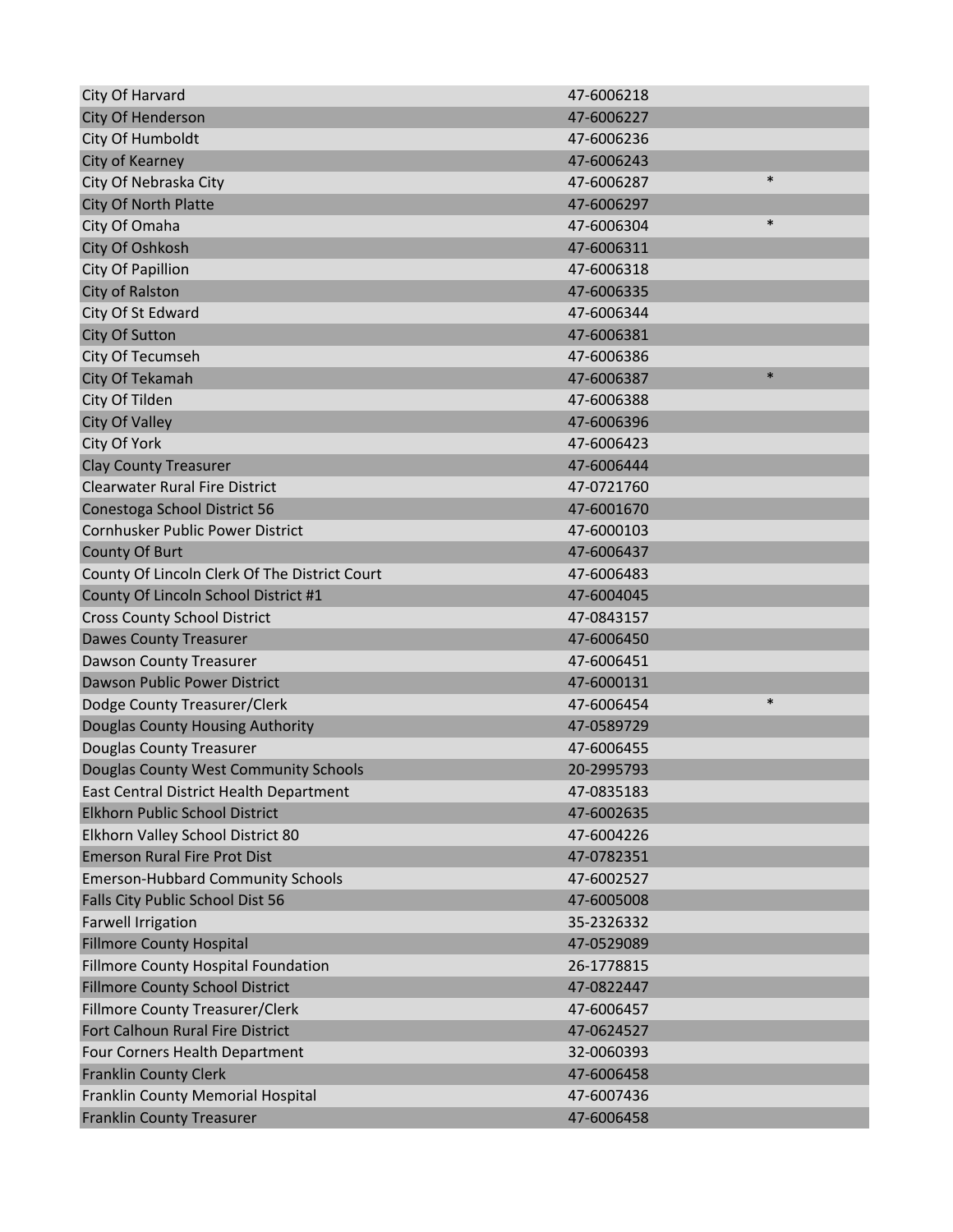| | | |
|---|---|---|
| City Of Harvard | 47-6006218 | |
| City Of Henderson | 47-6006227 | |
| City Of Humboldt | 47-6006236 | |
| City of Kearney | 47-6006243 | |
| City Of Nebraska City | 47-6006287 | * |
| City Of North Platte | 47-6006297 | |
| City Of Omaha | 47-6006304 | * |
| City Of Oshkosh | 47-6006311 | |
| City Of Papillion | 47-6006318 | |
| City of Ralston | 47-6006335 | |
| City Of St Edward | 47-6006344 | |
| City Of Sutton | 47-6006381 | |
| City Of Tecumseh | 47-6006386 | |
| City Of Tekamah | 47-6006387 | * |
| City Of Tilden | 47-6006388 | |
| City Of Valley | 47-6006396 | |
| City Of York | 47-6006423 | |
| Clay County Treasurer | 47-6006444 | |
| Clearwater Rural Fire District | 47-0721760 | |
| Conestoga School District 56 | 47-6001670 | |
| Cornhusker Public Power District | 47-6000103 | |
| County Of Burt | 47-6006437 | |
| County Of Lincoln Clerk Of The District Court | 47-6006483 | |
| County Of Lincoln School District #1 | 47-6004045 | |
| Cross County School District | 47-0843157 | |
| Dawes County Treasurer | 47-6006450 | |
| Dawson County Treasurer | 47-6006451 | |
| Dawson Public Power District | 47-6000131 | |
| Dodge County Treasurer/Clerk | 47-6006454 | * |
| Douglas County Housing Authority | 47-0589729 | |
| Douglas County Treasurer | 47-6006455 | |
| Douglas County West Community Schools | 20-2995793 | |
| East Central District Health Department | 47-0835183 | |
| Elkhorn Public School District | 47-6002635 | |
| Elkhorn Valley School District 80 | 47-6004226 | |
| Emerson Rural Fire Prot Dist | 47-0782351 | |
| Emerson-Hubbard Community Schools | 47-6002527 | |
| Falls City Public School Dist 56 | 47-6005008 | |
| Farwell Irrigation | 35-2326332 | |
| Fillmore County Hospital | 47-0529089 | |
| Fillmore County Hospital Foundation | 26-1778815 | |
| Fillmore County School District | 47-0822447 | |
| Fillmore County Treasurer/Clerk | 47-6006457 | |
| Fort Calhoun Rural Fire District | 47-0624527 | |
| Four Corners Health Department | 32-0060393 | |
| Franklin County Clerk | 47-6006458 | |
| Franklin County Memorial Hospital | 47-6007436 | |
| Franklin County Treasurer | 47-6006458 | |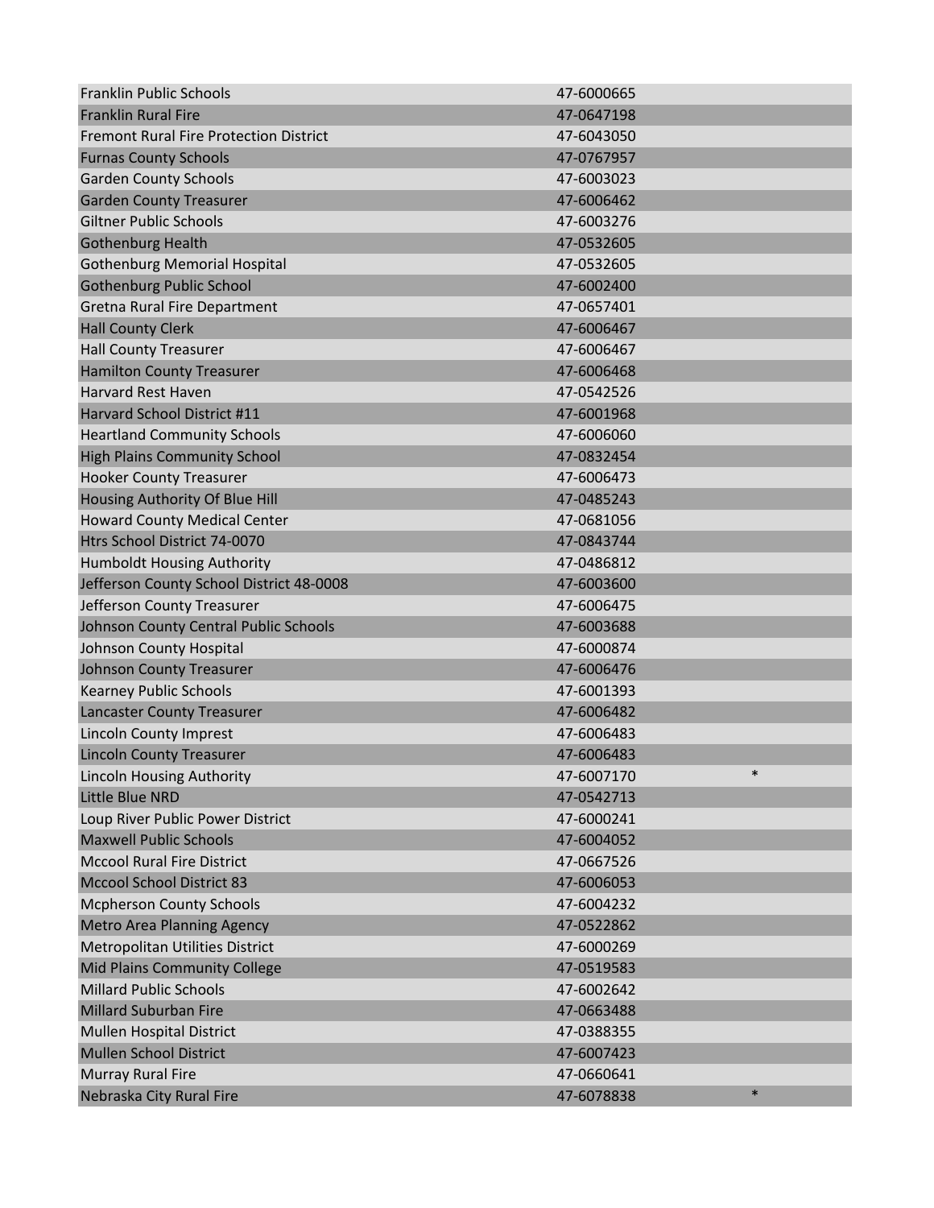| | | |
|---|---|---|
| Franklin Public Schools | 47-6000665 | |
| Franklin Rural Fire | 47-0647198 | |
| Fremont Rural Fire Protection District | 47-6043050 | |
| Furnas County Schools | 47-0767957 | |
| Garden County Schools | 47-6003023 | |
| Garden County Treasurer | 47-6006462 | |
| Giltner Public Schools | 47-6003276 | |
| Gothenburg Health | 47-0532605 | |
| Gothenburg Memorial Hospital | 47-0532605 | |
| Gothenburg Public School | 47-6002400 | |
| Gretna Rural Fire Department | 47-0657401 | |
| Hall County Clerk | 47-6006467 | |
| Hall County Treasurer | 47-6006467 | |
| Hamilton County Treasurer | 47-6006468 | |
| Harvard Rest Haven | 47-0542526 | |
| Harvard School District #11 | 47-6001968 | |
| Heartland Community Schools | 47-6006060 | |
| High Plains Community School | 47-0832454 | |
| Hooker County Treasurer | 47-6006473 | |
| Housing Authority Of Blue Hill | 47-0485243 | |
| Howard County Medical Center | 47-0681056 | |
| Htrs School District 74-0070 | 47-0843744 | |
| Humboldt Housing Authority | 47-0486812 | |
| Jefferson County School District 48-0008 | 47-6003600 | |
| Jefferson County Treasurer | 47-6006475 | |
| Johnson County Central Public Schools | 47-6003688 | |
| Johnson County Hospital | 47-6000874 | |
| Johnson County Treasurer | 47-6006476 | |
| Kearney Public Schools | 47-6001393 | |
| Lancaster County Treasurer | 47-6006482 | |
| Lincoln County Imprest | 47-6006483 | |
| Lincoln County Treasurer | 47-6006483 | |
| Lincoln Housing Authority | 47-6007170 | * |
| Little Blue NRD | 47-0542713 | |
| Loup River Public Power District | 47-6000241 | |
| Maxwell Public Schools | 47-6004052 | |
| Mccool Rural Fire District | 47-0667526 | |
| Mccool School District 83 | 47-6006053 | |
| Mcpherson County Schools | 47-6004232 | |
| Metro Area Planning Agency | 47-0522862 | |
| Metropolitan Utilities District | 47-6000269 | |
| Mid Plains Community College | 47-0519583 | |
| Millard Public Schools | 47-6002642 | |
| Millard Suburban Fire | 47-0663488 | |
| Mullen Hospital District | 47-0388355 | |
| Mullen School District | 47-6007423 | |
| Murray Rural Fire | 47-0660641 | |
| Nebraska City Rural Fire | 47-6078838 | * |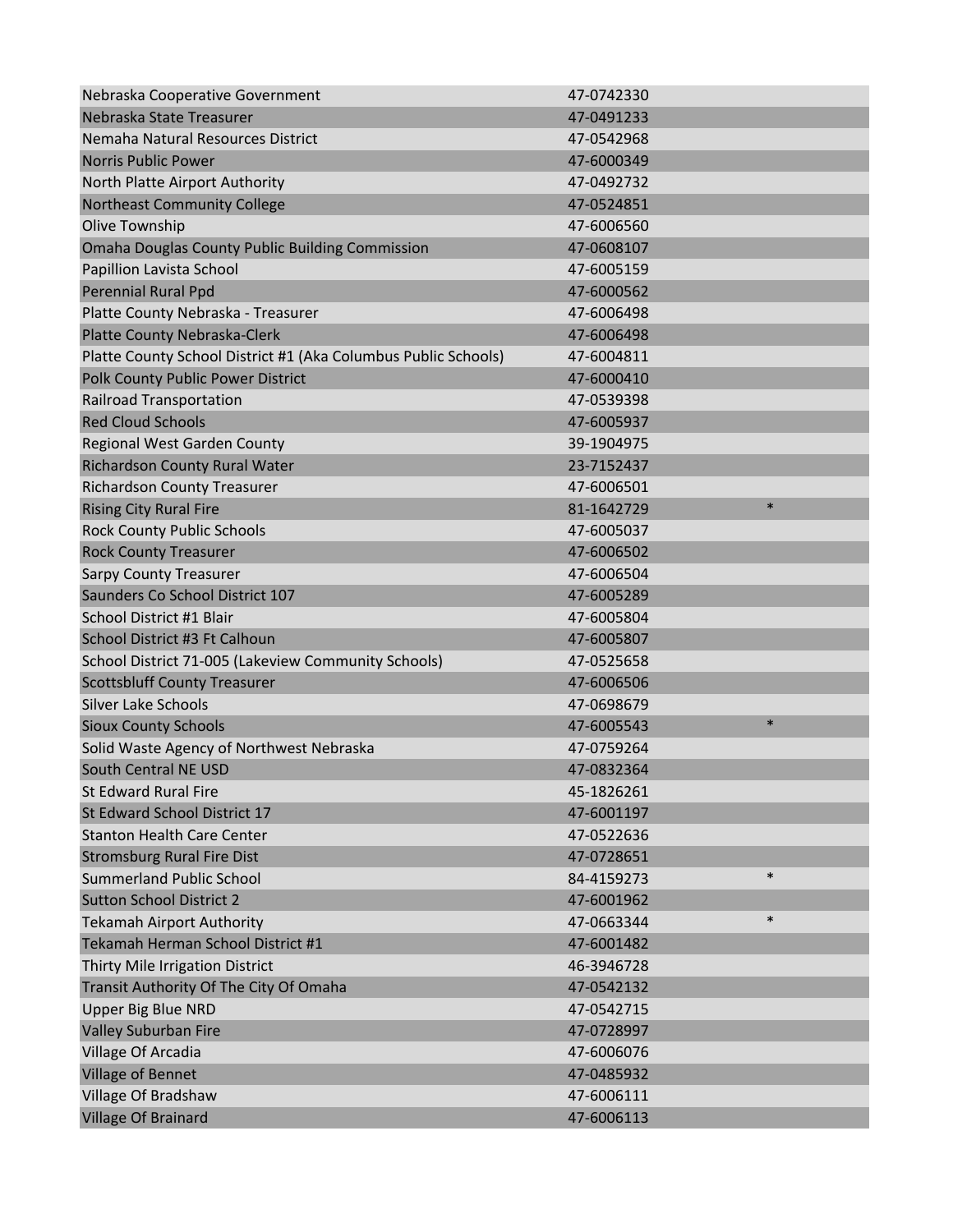| | | |
|---|---|---|
| Nebraska Cooperative Government | 47-0742330 | |
| Nebraska State Treasurer | 47-0491233 | |
| Nemaha Natural Resources District | 47-0542968 | |
| Norris Public Power | 47-6000349 | |
| North Platte Airport Authority | 47-0492732 | |
| Northeast Community College | 47-0524851 | |
| Olive Township | 47-6006560 | |
| Omaha Douglas County Public Building Commission | 47-0608107 | |
| Papillion Lavista School | 47-6005159 | |
| Perennial Rural Ppd | 47-6000562 | |
| Platte County Nebraska - Treasurer | 47-6006498 | |
| Platte County Nebraska-Clerk | 47-6006498 | |
| Platte County School District #1 (Aka Columbus Public Schools) | 47-6004811 | |
| Polk County Public Power District | 47-6000410 | |
| Railroad Transportation | 47-0539398 | |
| Red Cloud Schools | 47-6005937 | |
| Regional West Garden County | 39-1904975 | |
| Richardson County Rural Water | 23-7152437 | |
| Richardson County Treasurer | 47-6006501 | |
| Rising City Rural Fire | 81-1642729 | * |
| Rock County Public Schools | 47-6005037 | |
| Rock County Treasurer | 47-6006502 | |
| Sarpy County Treasurer | 47-6006504 | |
| Saunders Co School District 107 | 47-6005289 | |
| School District #1 Blair | 47-6005804 | |
| School District #3 Ft Calhoun | 47-6005807 | |
| School District 71-005 (Lakeview Community Schools) | 47-0525658 | |
| Scottsbluff County Treasurer | 47-6006506 | |
| Silver Lake Schools | 47-0698679 | |
| Sioux County Schools | 47-6005543 | * |
| Solid Waste Agency of Northwest Nebraska | 47-0759264 | |
| South Central NE USD | 47-0832364 | |
| St Edward Rural Fire | 45-1826261 | |
| St Edward School District 17 | 47-6001197 | |
| Stanton Health Care Center | 47-0522636 | |
| Stromsburg Rural Fire Dist | 47-0728651 | |
| Summerland Public School | 84-4159273 | * |
| Sutton School District 2 | 47-6001962 | |
| Tekamah Airport Authority | 47-0663344 | * |
| Tekamah Herman School District #1 | 47-6001482 | |
| Thirty Mile Irrigation District | 46-3946728 | |
| Transit Authority Of The City Of Omaha | 47-0542132 | |
| Upper Big Blue NRD | 47-0542715 | |
| Valley Suburban Fire | 47-0728997 | |
| Village Of Arcadia | 47-6006076 | |
| Village of Bennet | 47-0485932 | |
| Village Of Bradshaw | 47-6006111 | |
| Village Of Brainard | 47-6006113 | |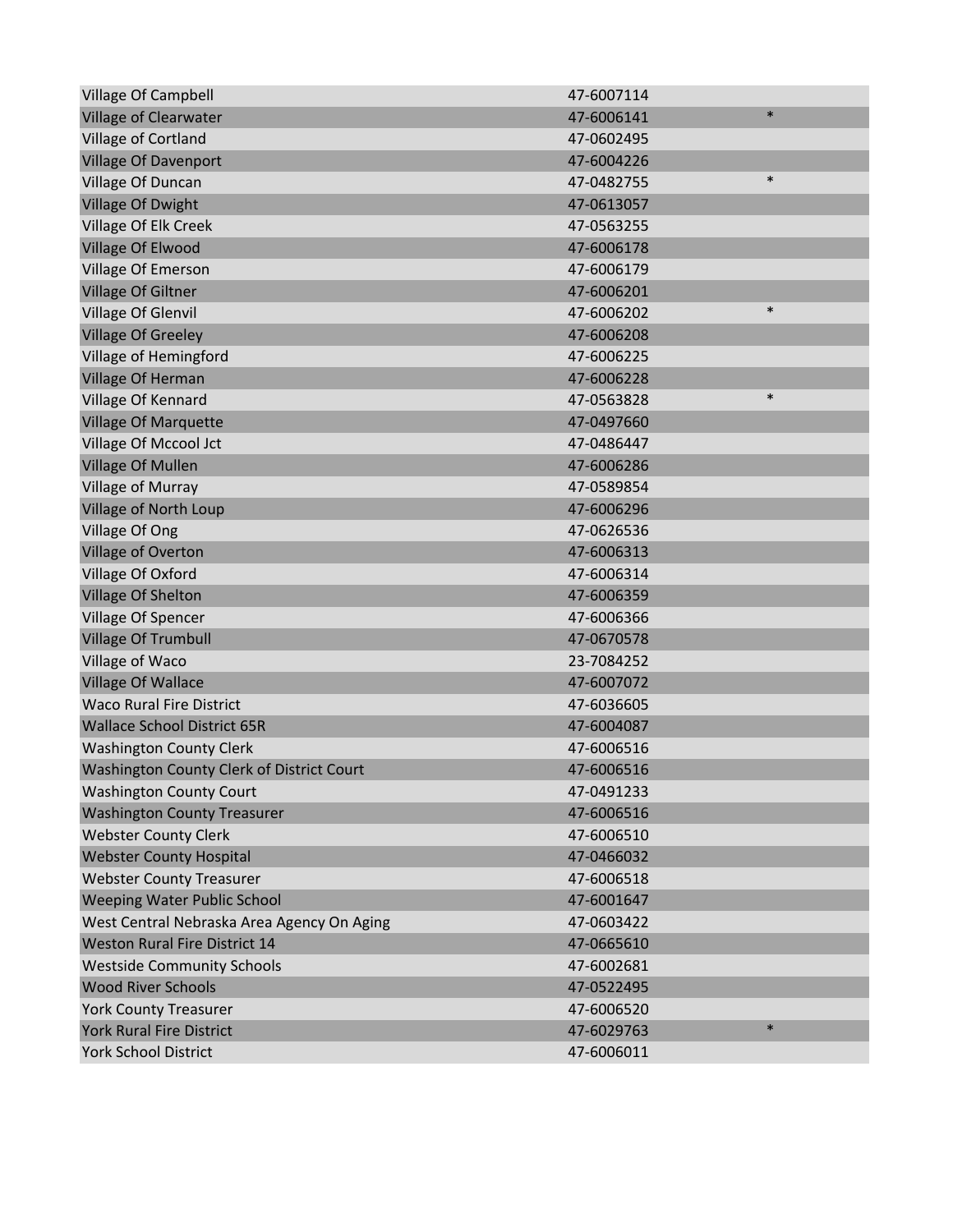| | | |
|---|---|---|
| Village Of Campbell | 47-6007114 | |
| Village of Clearwater | 47-6006141 | * |
| Village of Cortland | 47-0602495 | |
| Village Of Davenport | 47-6004226 | |
| Village Of Duncan | 47-0482755 | * |
| Village Of Dwight | 47-0613057 | |
| Village Of Elk Creek | 47-0563255 | |
| Village Of Elwood | 47-6006178 | |
| Village Of Emerson | 47-6006179 | |
| Village Of Giltner | 47-6006201 | |
| Village Of Glenvil | 47-6006202 | * |
| Village Of Greeley | 47-6006208 | |
| Village of Hemingford | 47-6006225 | |
| Village Of Herman | 47-6006228 | |
| Village Of Kennard | 47-0563828 | * |
| Village Of Marquette | 47-0497660 | |
| Village Of Mccool Jct | 47-0486447 | |
| Village Of Mullen | 47-6006286 | |
| Village of Murray | 47-0589854 | |
| Village of North Loup | 47-6006296 | |
| Village Of Ong | 47-0626536 | |
| Village of Overton | 47-6006313 | |
| Village Of Oxford | 47-6006314 | |
| Village Of Shelton | 47-6006359 | |
| Village Of Spencer | 47-6006366 | |
| Village Of Trumbull | 47-0670578 | |
| Village of Waco | 23-7084252 | |
| Village Of Wallace | 47-6007072 | |
| Waco Rural Fire District | 47-6036605 | |
| Wallace School District 65R | 47-6004087 | |
| Washington County Clerk | 47-6006516 | |
| Washington County Clerk of District Court | 47-6006516 | |
| Washington County Court | 47-0491233 | |
| Washington County Treasurer | 47-6006516 | |
| Webster County Clerk | 47-6006510 | |
| Webster County Hospital | 47-0466032 | |
| Webster County Treasurer | 47-6006518 | |
| Weeping Water Public School | 47-6001647 | |
| West Central Nebraska Area Agency On Aging | 47-0603422 | |
| Weston Rural Fire District 14 | 47-0665610 | |
| Westside Community Schools | 47-6002681 | |
| Wood River Schools | 47-0522495 | |
| York County Treasurer | 47-6006520 | |
| York Rural Fire District | 47-6029763 | * |
| York School District | 47-6006011 | |